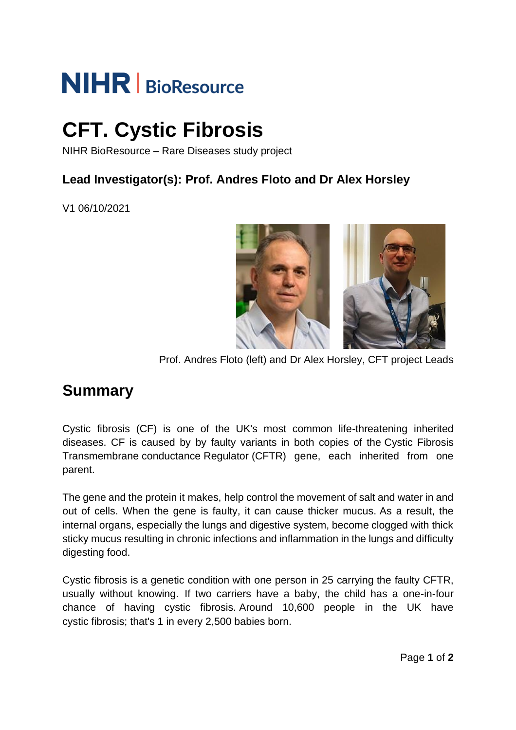NIHR | BioResource

# CFT. Cystic Fibrosis

NIHR BioResource – Rare Diseases study project

### Lead Investigator(s): Prof. Andres Floto and Dr Alex Horsley

V1 06/10/2021

Prof. Andres Floto (left) and Dr Alex Horsley, CFT project Leads

## Summary

Cystic fibrosis (CF) is one of the UK's most common life-threatening inherited diseases. CF is caused by by faulty variants in both copies of the Cystic Fibrosis Transmembrane conductance Regulator (CFTR) gene, each inherited from one parent.

The gene and the protein it makes, help control the movement of salt and water in and out of cells. When the gene is faulty, it can cause thicker mucus. As a result, the internal organs, especially the lungs and digestive system, become clogged with thick sticky mucus resulting in chronic infections and inflammation in the lungs and difficulty digesting food.

Cystic fibrosis is a genetic condition with one person in 25 carrying the faulty CFTR, usually without knowing. If two carriers have a baby, the child has a one-in-four chance of having cystic fibrosis. Around 10,600 people in the UK have cystic fibrosis; that's 1 in every 2,500 babies born.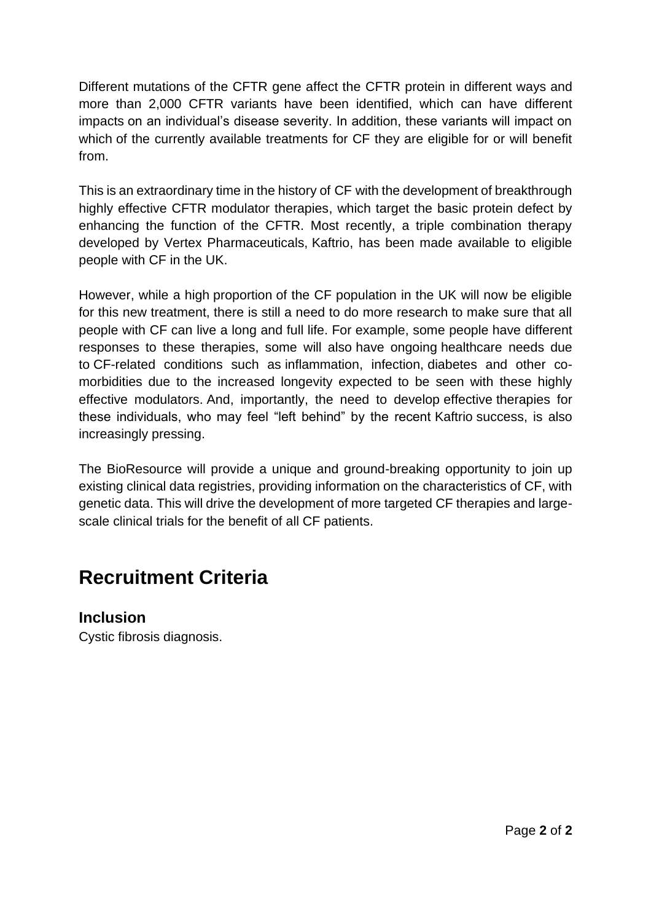Different mutations of the CFTR gene affect the CFTR protein in different ways and more than 2,000 CFTR variants have been identified, which can have different impacts on an individual's disease severity. In addition, these variants will impact on which of the currently available treatments for CF they are eligible for or will benefit from.

This is an extraordinary time in the history of CF with the development of breakthrough highly effective CFTR modulator therapies, which target the basic protein defect by enhancing the function of the CFTR. Most recently, a triple combination therapy developed by Vertex Pharmaceuticals, Kaftrio, has been made available to eligible people with CF in the UK.

However, while a high proportion of the CF population in the UK will now be eligible for this new treatment, there is still a need to do more research to make sure that all people with CF can live a long and full life. For example, some people have different responses to these therapies, some will also have ongoing healthcare needs due to CF-related conditions such as inflammation, infection, diabetes and other co-morbidities due to the increased longevity expected to be seen with these highly effective modulators. And, importantly, the need to develop effective therapies for these individuals, who may feel "left behind" by the recent Kaftrio success, is also increasingly pressing.

The BioResource will provide a unique and ground-breaking opportunity to join up existing clinical data registries, providing information on the characteristics of CF, with genetic data. This will drive the development of more targeted CF therapies and large-scale clinical trials for the benefit of all CF patients.

## Recruitment Criteria

### Inclusion

Cystic fibrosis diagnosis.